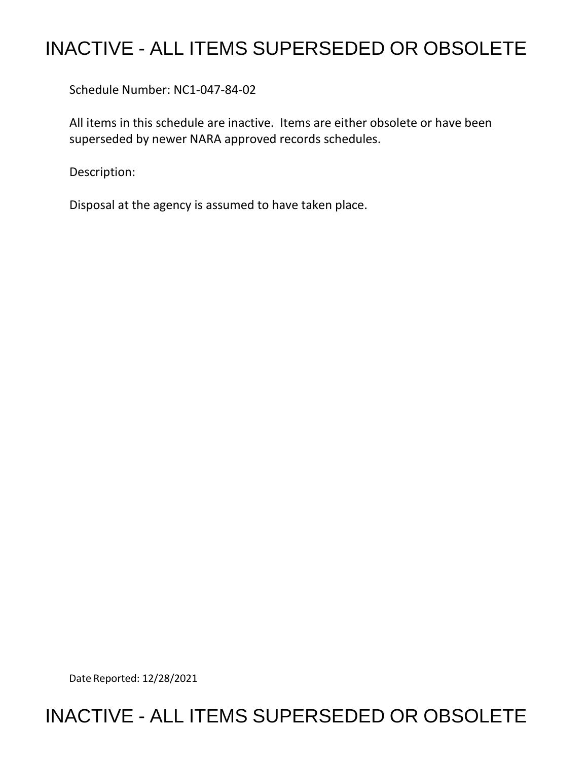# INACTIVE - ALL ITEMS SUPERSEDED OR OBSOLETE

Schedule Number: NC1-047-84-02

All items in this schedule are inactive. Items are either obsolete or have been superseded by newer NARA approved records schedules.

Description:

Disposal at the agency is assumed to have taken place.

Date Reported: 12/28/2021

# INACTIVE - ALL ITEMS SUPERSEDED OR OBSOLETE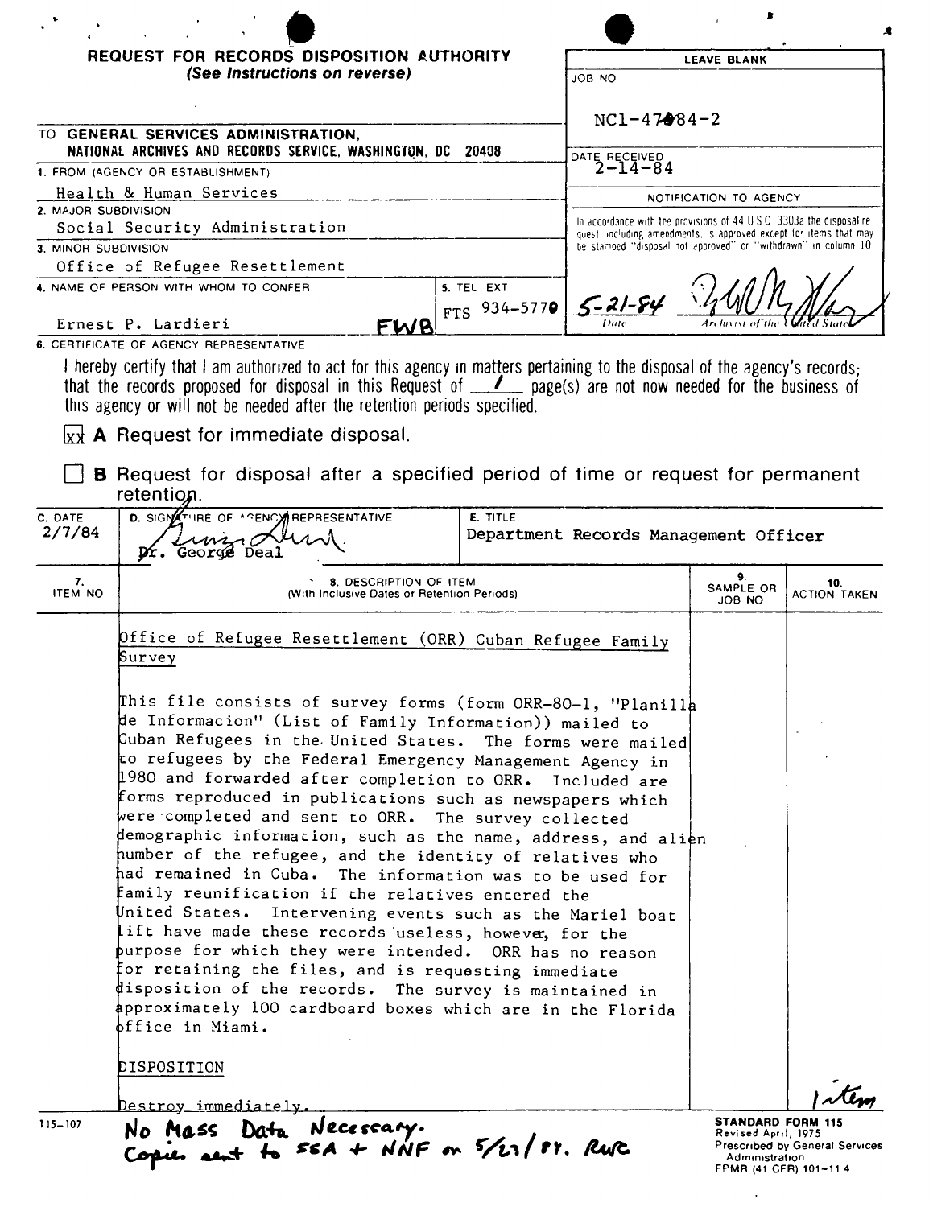# REQUEST FOR RECORDS DISPOSITION AUTHORITY

*(See Instructions on reverse)*

**LEAVE BLANK**

JOB NO

NC1-47-84-2

DATE RECEIVED
2-14-84

NOTIFICATION TO AGENCY

In accordance with the provisions of 44 U.S.C. 3303a the disposal request including amendments, is approved except for items that may be stamped "disposal not approved" or "withdrawn" in column 10

5-21-84 — Date — Archivist of the United States

TO **GENERAL SERVICES ADMINISTRATION, NATIONAL ARCHIVES AND RECORDS SERVICE, WASHINGTON, DC 20408**

1. FROM (AGENCY OR ESTABLISHMENT)
   Health & Human Services
2. MAJOR SUBDIVISION
   Social Security Administration
3. MINOR SUBDIVISION
   Office of Refugee Resettlement
4. NAME OF PERSON WITH WHOM TO CONFER
   Ernest P. Lardieri — FWB
5. TEL EXT
   FTS 934-5770

6. CERTIFICATE OF AGENCY REPRESENTATIVE

I hereby certify that I am authorized to act for this agency in matters pertaining to the disposal of the agency's records; that the records proposed for disposal in this Request of 1 page(s) are not now needed for the business of this agency or will not be needed after the retention periods specified.

[xx] **A** Request for immediate disposal.

[ ] **B** Request for disposal after a specified period of time or request for permanent retention.

| C. DATE | D. SIGNATURE OF AGENCY REPRESENTATIVE | E. TITLE |
|---|---|---|
| 2/7/84 | Dr. George Deal | Department Records Management Officer |

| 7. ITEM NO | 8. DESCRIPTION OF ITEM (With Inclusive Dates or Retention Periods) | 9. SAMPLE OR JOB NO | 10. ACTION TAKEN |
|---|---|---|---|
| | Office of Refugee Resettlement (ORR) Cuban Refugee Family Survey<br><br>This file consists of survey forms (form ORR-80-1, "Planilla de Informacion" (List of Family Information)) mailed to Cuban Refugees in the United States. The forms were mailed to refugees by the Federal Emergency Management Agency in 1980 and forwarded after completion to ORR. Included are forms reproduced in publications such as newspapers which were completed and sent to ORR. The survey collected demographic information, such as the name, address, and alien number of the refugee, and the identity of relatives who had remained in Cuba. The information was to be used for family reunification if the relatives entered the United States. Intervening events such as the Mariel boat lift have made these records useless, however, for the purpose for which they were intended. ORR has no reason for retaining the files, and is requesting immediate disposition of the records. The survey is maintained in approximately 100 cardboard boxes which are in the Florida office in Miami.<br><br>DISPOSITION<br><br>Destroy immediately. | | 1 item |

115-107

No Mass Data Necessary.
Copies sent to SSA + NNF on 5/23/84. RWC

**STANDARD FORM 115**
Revised April, 1975
Prescribed by General Services Administration
FPMR (41 CFR) 101-11.4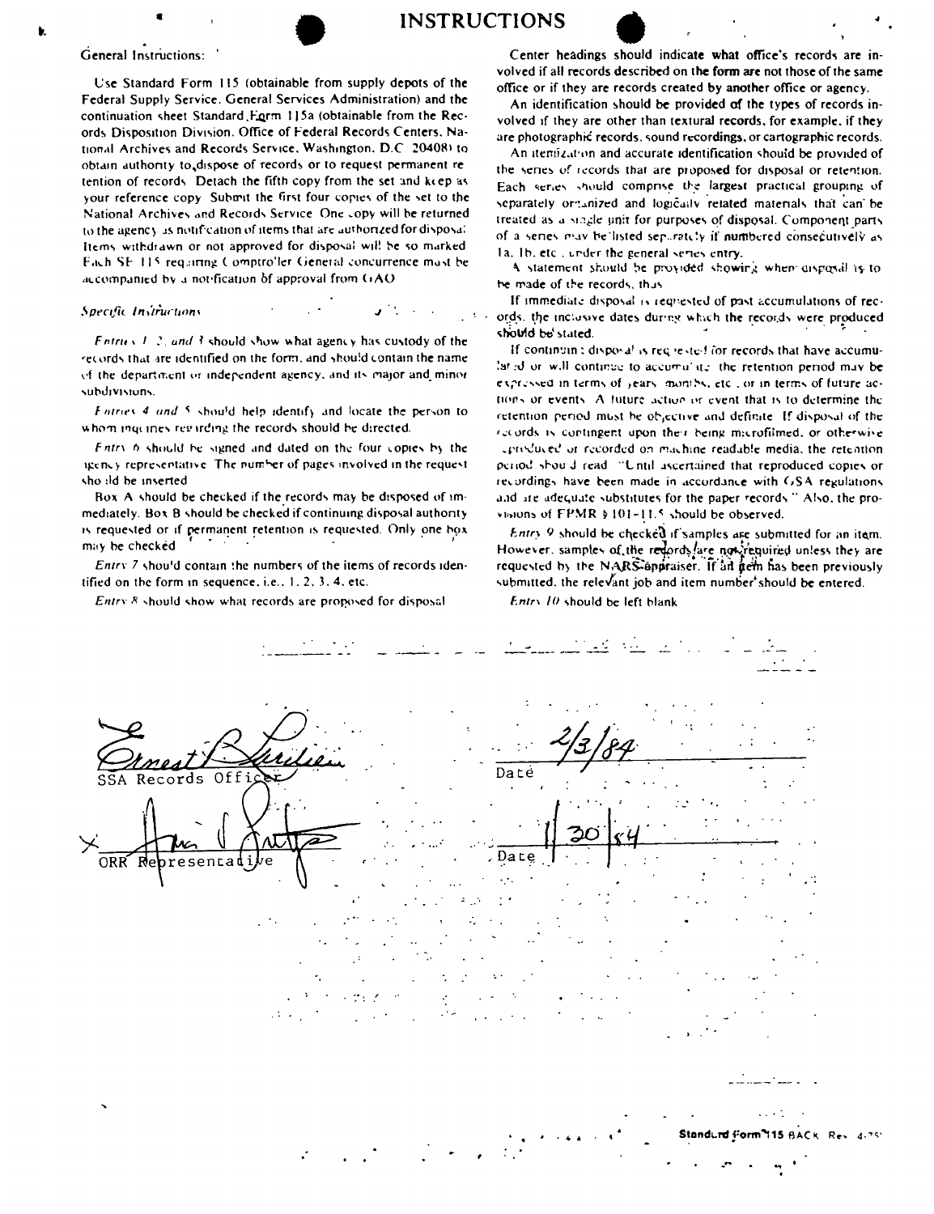# INSTRUCTIONS

General Instructions:

Use Standard Form 115 (obtainable from supply depots of the Federal Supply Service, General Services Administration) and the continuation sheet Standard Form 115a (obtainable from the Records Disposition Division, Office of Federal Records Centers, National Archives and Records Service, Washington, D.C. 20408) to obtain authority to dispose of records or to request permanent retention of records. Detach the fifth copy from the set and keep as your reference copy. Submit the first four copies of the set to the National Archives and Records Service. One copy will be returned to the agency as notification of items that are authorized for disposal. Items withdrawn or not approved for disposal will be so marked. Each SF 115 requiring Comptroller General concurrence must be accompanied by a notification of approval from GAO.

*Specific Instructions*

*Entries 1, 2, and 3* should show what agency has custody of the records that are identified on the form, and should contain the name of the department or independent agency, and its major and minor subdivisions.

*Entries 4 and 5* should help identify and locate the person to whom inquiries regarding the records should be directed.

*Entry 6* should be signed and dated on the four copies by the agency representative. The number of pages involved in the request should be inserted.

Box A should be checked if the records may be disposed of immediately. Box B should be checked if continuing disposal authority is requested or if permanent retention is requested. Only one box may be checked.

*Entry 7* should contain the numbers of the items of records identified on the form in sequence, i.e., 1, 2, 3, 4, etc.

*Entry 8* should show what records are proposed for disposal.

Center headings should indicate what office's records are involved if all records described on the form are not those of the same office or if they are records created by another office or agency.

An identification should be provided of the types of records involved if they are other than textural records, for example, if they are photographic records, sound recordings, or cartographic records.

An itemization and accurate identification should be provided of the series of records that are proposed for disposal or retention. Each series should comprise the largest practical grouping of separately organized and logically related materials that can be treated as a single unit for purposes of disposal. Component parts of a series may be listed separately if numbered consecutively as 1a, 1b, etc., under the general series entry.

A statement should be provided showing when disposal is to be made of the records, thus:

If immediate disposal is requested of past accumulations of records, the inclusive dates during which the records were produced should be stated.

If continuing disposal is requested for records that have accumulated or will continue to accumulate, the retention period may be expressed in terms of years, months, etc., or in terms of future actions or events. A future action or event that is to determine the retention period must be objective and definite. If disposal of the records is contingent upon their being microfilmed, or otherwise reproduced or recorded on machine readable media, the retention period should read: "Until ascertained that reproduced copies or recordings have been made in accordance with GSA regulations and are adequate substitutes for the paper records." Also, the provisions of FPMR § 101-11.5 should be observed.

*Entry 9* should be checked if samples are submitted for an item. However, samples of the records are not required unless they are requested by the NARS appraiser. If an item has been previously submitted, the relevant job and item number should be entered.

*Entry 10* should be left blank.

Ernest P. Lucilien
SSA Records Officer

Date 2/3/84

ORR Representative

Date 1/30/84

Standard Form 115 BACK Rev. 4-75